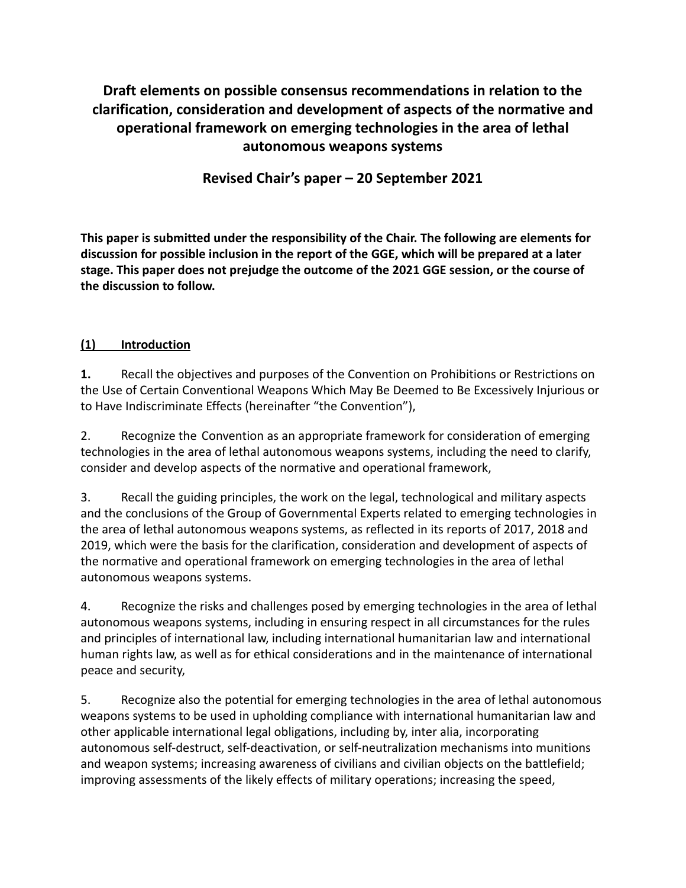# Draft elements on possible consensus recommendations in relation to the clarification, consideration and development of aspects of the normative and operational framework on emerging technologies in the area of lethal autonomous weapons systems

## Revised Chair's paper – 20 September 2021

**This paper is submitted under the responsibility of the Chair. The following are elements for discussion for possible inclusion in the report of the GGE, which will be prepared at a later stage. This paper does not prejudge the outcome of the 2021 GGE session, or the course of the discussion to follow.**

### (1) Introduction

**1.** Recall the objectives and purposes of the Convention on Prohibitions or Restrictions on the Use of Certain Conventional Weapons Which May Be Deemed to Be Excessively Injurious or to Have Indiscriminate Effects (hereinafter "the Convention"),

2. Recognize the Convention as an appropriate framework for consideration of emerging technologies in the area of lethal autonomous weapons systems, including the need to clarify, consider and develop aspects of the normative and operational framework,

3. Recall the guiding principles, the work on the legal, technological and military aspects and the conclusions of the Group of Governmental Experts related to emerging technologies in the area of lethal autonomous weapons systems, as reflected in its reports of 2017, 2018 and 2019, which were the basis for the clarification, consideration and development of aspects of the normative and operational framework on emerging technologies in the area of lethal autonomous weapons systems.

4. Recognize the risks and challenges posed by emerging technologies in the area of lethal autonomous weapons systems, including in ensuring respect in all circumstances for the rules and principles of international law, including international humanitarian law and international human rights law, as well as for ethical considerations and in the maintenance of international peace and security,

5. Recognize also the potential for emerging technologies in the area of lethal autonomous weapons systems to be used in upholding compliance with international humanitarian law and other applicable international legal obligations, including by, inter alia, incorporating autonomous self-destruct, self-deactivation, or self-neutralization mechanisms into munitions and weapon systems; increasing awareness of civilians and civilian objects on the battlefield; improving assessments of the likely effects of military operations; increasing the speed,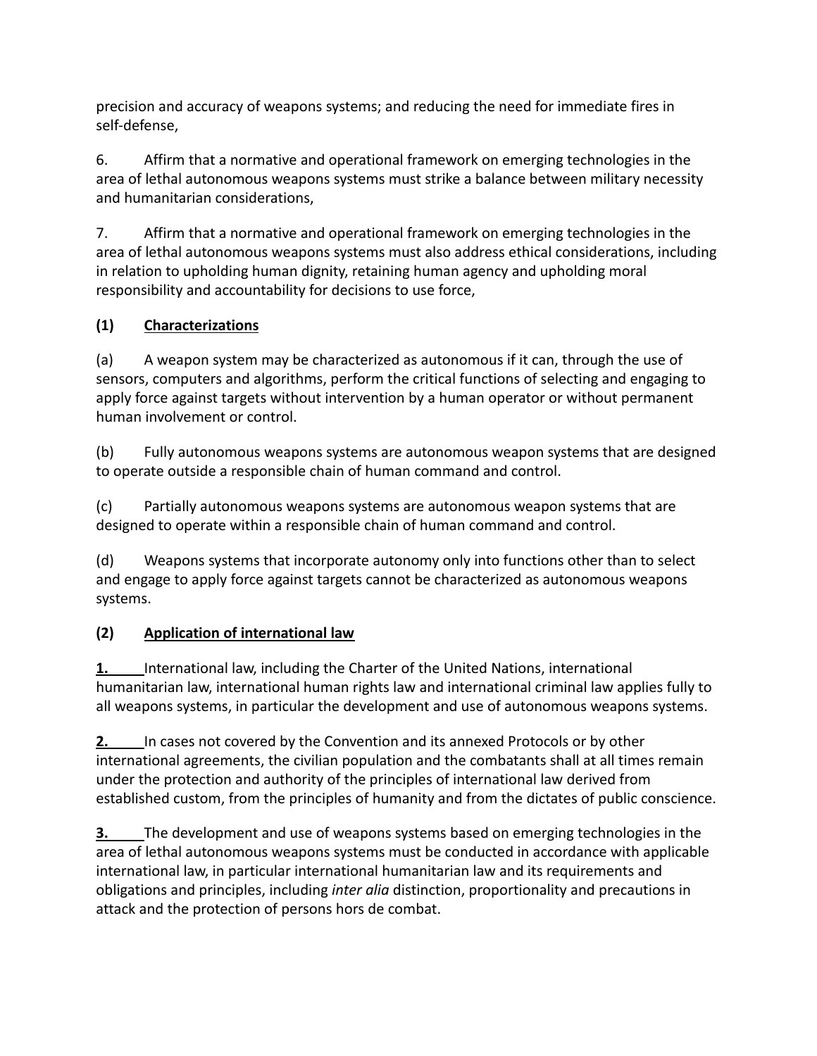precision and accuracy of weapons systems; and reducing the need for immediate fires in self-defense,

6. Affirm that a normative and operational framework on emerging technologies in the area of lethal autonomous weapons systems must strike a balance between military necessity and humanitarian considerations,

7. Affirm that a normative and operational framework on emerging technologies in the area of lethal autonomous weapons systems must also address ethical considerations, including in relation to upholding human dignity, retaining human agency and upholding moral responsibility and accountability for decisions to use force,

**(1) Characterizations**

(a) A weapon system may be characterized as autonomous if it can, through the use of sensors, computers and algorithms, perform the critical functions of selecting and engaging to apply force against targets without intervention by a human operator or without permanent human involvement or control.

(b) Fully autonomous weapons systems are autonomous weapon systems that are designed to operate outside a responsible chain of human command and control.

(c) Partially autonomous weapons systems are autonomous weapon systems that are designed to operate within a responsible chain of human command and control.

(d) Weapons systems that incorporate autonomy only into functions other than to select and engage to apply force against targets cannot be characterized as autonomous weapons systems.

**(2) Application of international law**

**1.** International law, including the Charter of the United Nations, international humanitarian law, international human rights law and international criminal law applies fully to all weapons systems, in particular the development and use of autonomous weapons systems.

**2.** In cases not covered by the Convention and its annexed Protocols or by other international agreements, the civilian population and the combatants shall at all times remain under the protection and authority of the principles of international law derived from established custom, from the principles of humanity and from the dictates of public conscience.

**3.** The development and use of weapons systems based on emerging technologies in the area of lethal autonomous weapons systems must be conducted in accordance with applicable international law, in particular international humanitarian law and its requirements and obligations and principles, including *inter alia* distinction, proportionality and precautions in attack and the protection of persons hors de combat.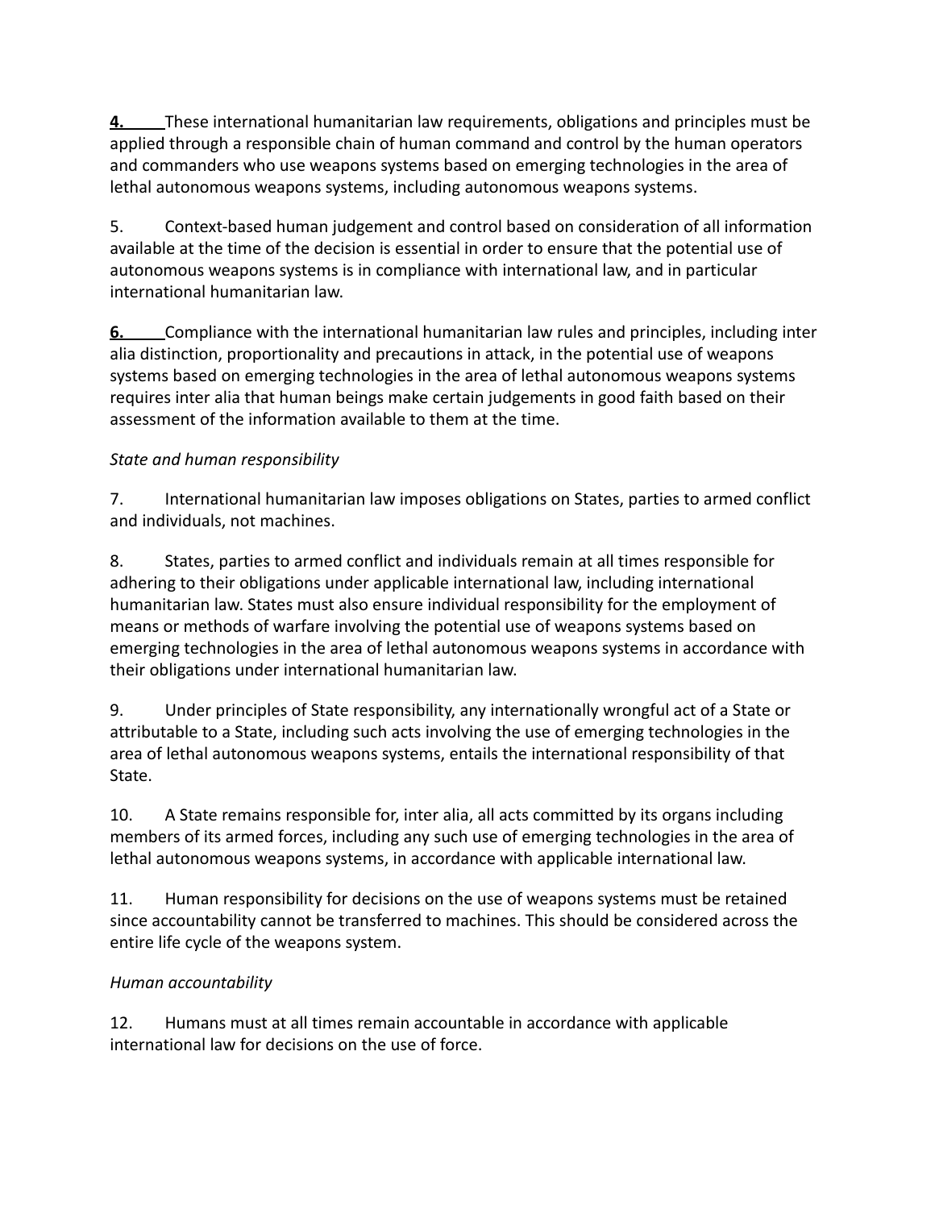**4.** These international humanitarian law requirements, obligations and principles must be applied through a responsible chain of human command and control by the human operators and commanders who use weapons systems based on emerging technologies in the area of lethal autonomous weapons systems, including autonomous weapons systems.

5. Context-based human judgement and control based on consideration of all information available at the time of the decision is essential in order to ensure that the potential use of autonomous weapons systems is in compliance with international law, and in particular international humanitarian law.

**6.** Compliance with the international humanitarian law rules and principles, including inter alia distinction, proportionality and precautions in attack, in the potential use of weapons systems based on emerging technologies in the area of lethal autonomous weapons systems requires inter alia that human beings make certain judgements in good faith based on their assessment of the information available to them at the time.

*State and human responsibility*

7. International humanitarian law imposes obligations on States, parties to armed conflict and individuals, not machines.

8. States, parties to armed conflict and individuals remain at all times responsible for adhering to their obligations under applicable international law, including international humanitarian law. States must also ensure individual responsibility for the employment of means or methods of warfare involving the potential use of weapons systems based on emerging technologies in the area of lethal autonomous weapons systems in accordance with their obligations under international humanitarian law.

9. Under principles of State responsibility, any internationally wrongful act of a State or attributable to a State, including such acts involving the use of emerging technologies in the area of lethal autonomous weapons systems, entails the international responsibility of that State.

10. A State remains responsible for, inter alia, all acts committed by its organs including members of its armed forces, including any such use of emerging technologies in the area of lethal autonomous weapons systems, in accordance with applicable international law.

11. Human responsibility for decisions on the use of weapons systems must be retained since accountability cannot be transferred to machines. This should be considered across the entire life cycle of the weapons system.

*Human accountability*

12. Humans must at all times remain accountable in accordance with applicable international law for decisions on the use of force.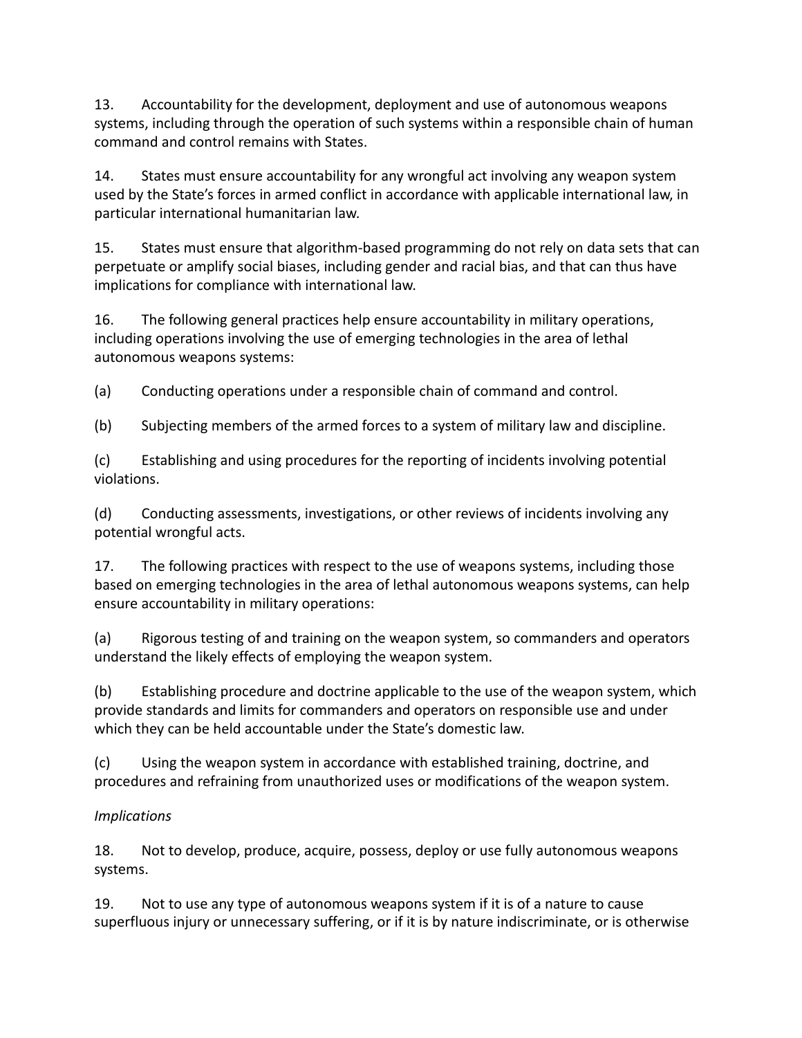13. Accountability for the development, deployment and use of autonomous weapons systems, including through the operation of such systems within a responsible chain of human command and control remains with States.

14. States must ensure accountability for any wrongful act involving any weapon system used by the State's forces in armed conflict in accordance with applicable international law, in particular international humanitarian law.

15. States must ensure that algorithm-based programming do not rely on data sets that can perpetuate or amplify social biases, including gender and racial bias, and that can thus have implications for compliance with international law.

16. The following general practices help ensure accountability in military operations, including operations involving the use of emerging technologies in the area of lethal autonomous weapons systems:

(a) Conducting operations under a responsible chain of command and control.

(b) Subjecting members of the armed forces to a system of military law and discipline.

(c) Establishing and using procedures for the reporting of incidents involving potential violations.

(d) Conducting assessments, investigations, or other reviews of incidents involving any potential wrongful acts.

17. The following practices with respect to the use of weapons systems, including those based on emerging technologies in the area of lethal autonomous weapons systems, can help ensure accountability in military operations:

(a) Rigorous testing of and training on the weapon system, so commanders and operators understand the likely effects of employing the weapon system.

(b) Establishing procedure and doctrine applicable to the use of the weapon system, which provide standards and limits for commanders and operators on responsible use and under which they can be held accountable under the State's domestic law.

(c) Using the weapon system in accordance with established training, doctrine, and procedures and refraining from unauthorized uses or modifications of the weapon system.

*Implications*

18. Not to develop, produce, acquire, possess, deploy or use fully autonomous weapons systems.

19. Not to use any type of autonomous weapons system if it is of a nature to cause superfluous injury or unnecessary suffering, or if it is by nature indiscriminate, or is otherwise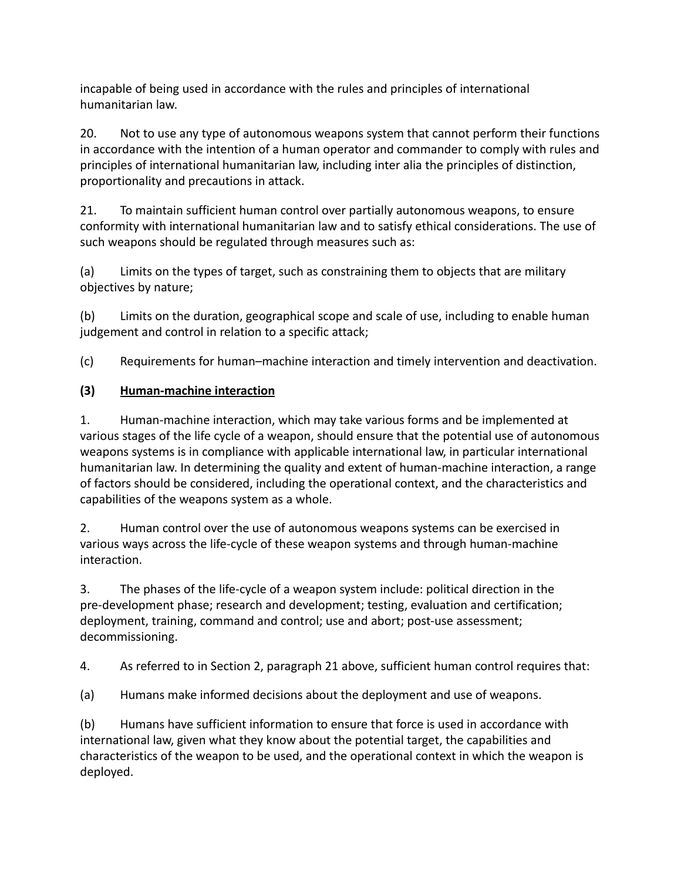incapable of being used in accordance with the rules and principles of international humanitarian law.

20. Not to use any type of autonomous weapons system that cannot perform their functions in accordance with the intention of a human operator and commander to comply with rules and principles of international humanitarian law, including inter alia the principles of distinction, proportionality and precautions in attack.

21. To maintain sufficient human control over partially autonomous weapons, to ensure conformity with international humanitarian law and to satisfy ethical considerations. The use of such weapons should be regulated through measures such as:

(a) Limits on the types of target, such as constraining them to objects that are military objectives by nature;

(b) Limits on the duration, geographical scope and scale of use, including to enable human judgement and control in relation to a specific attack;

(c) Requirements for human–machine interaction and timely intervention and deactivation.

### (3) <u>Human-machine interaction</u>

1. Human-machine interaction, which may take various forms and be implemented at various stages of the life cycle of a weapon, should ensure that the potential use of autonomous weapons systems is in compliance with applicable international law, in particular international humanitarian law. In determining the quality and extent of human-machine interaction, a range of factors should be considered, including the operational context, and the characteristics and capabilities of the weapons system as a whole.

2. Human control over the use of autonomous weapons systems can be exercised in various ways across the life-cycle of these weapon systems and through human-machine interaction.

3. The phases of the life-cycle of a weapon system include: political direction in the pre-development phase; research and development; testing, evaluation and certification; deployment, training, command and control; use and abort; post-use assessment; decommissioning.

4. As referred to in Section 2, paragraph 21 above, sufficient human control requires that:

(a) Humans make informed decisions about the deployment and use of weapons.

(b) Humans have sufficient information to ensure that force is used in accordance with international law, given what they know about the potential target, the capabilities and characteristics of the weapon to be used, and the operational context in which the weapon is deployed.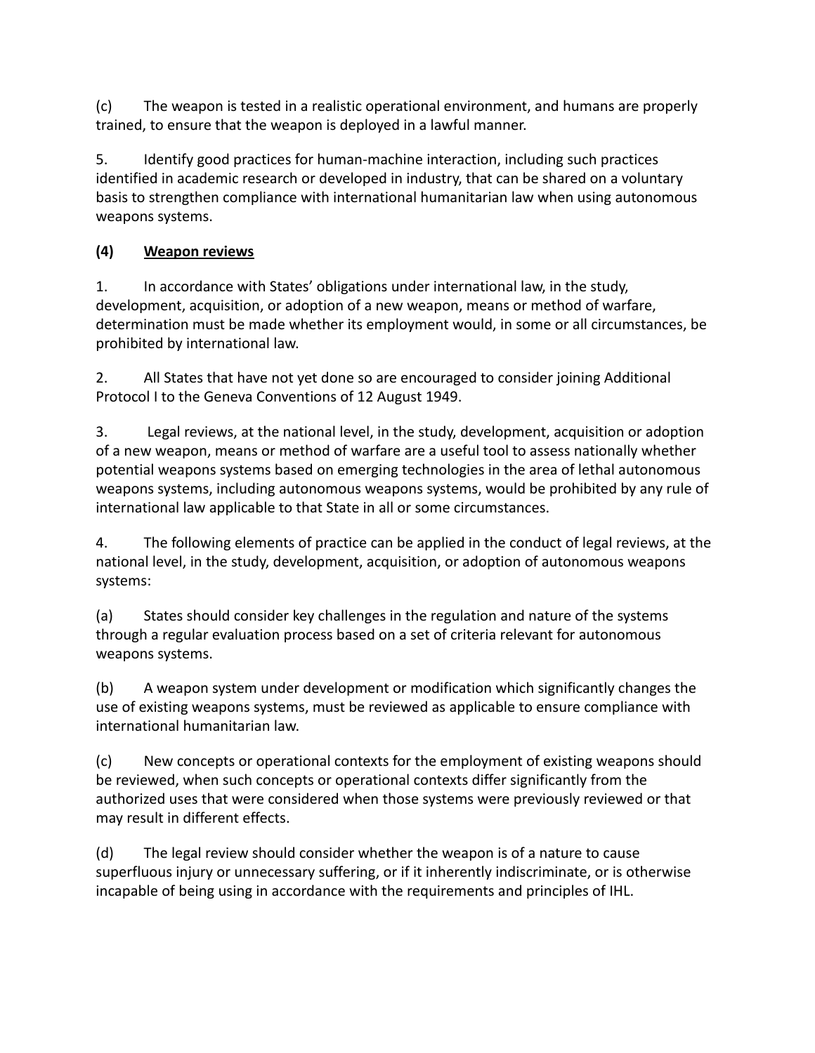(c) The weapon is tested in a realistic operational environment, and humans are properly trained, to ensure that the weapon is deployed in a lawful manner.

5. Identify good practices for human-machine interaction, including such practices identified in academic research or developed in industry, that can be shared on a voluntary basis to strengthen compliance with international humanitarian law when using autonomous weapons systems.

**(4) <u>Weapon reviews</u>**

1. In accordance with States' obligations under international law, in the study, development, acquisition, or adoption of a new weapon, means or method of warfare, determination must be made whether its employment would, in some or all circumstances, be prohibited by international law.

2. All States that have not yet done so are encouraged to consider joining Additional Protocol I to the Geneva Conventions of 12 August 1949.

3. Legal reviews, at the national level, in the study, development, acquisition or adoption of a new weapon, means or method of warfare are a useful tool to assess nationally whether potential weapons systems based on emerging technologies in the area of lethal autonomous weapons systems, including autonomous weapons systems, would be prohibited by any rule of international law applicable to that State in all or some circumstances.

4. The following elements of practice can be applied in the conduct of legal reviews, at the national level, in the study, development, acquisition, or adoption of autonomous weapons systems:

(a) States should consider key challenges in the regulation and nature of the systems through a regular evaluation process based on a set of criteria relevant for autonomous weapons systems.

(b) A weapon system under development or modification which significantly changes the use of existing weapons systems, must be reviewed as applicable to ensure compliance with international humanitarian law.

(c) New concepts or operational contexts for the employment of existing weapons should be reviewed, when such concepts or operational contexts differ significantly from the authorized uses that were considered when those systems were previously reviewed or that may result in different effects.

(d) The legal review should consider whether the weapon is of a nature to cause superfluous injury or unnecessary suffering, or if it inherently indiscriminate, or is otherwise incapable of being using in accordance with the requirements and principles of IHL.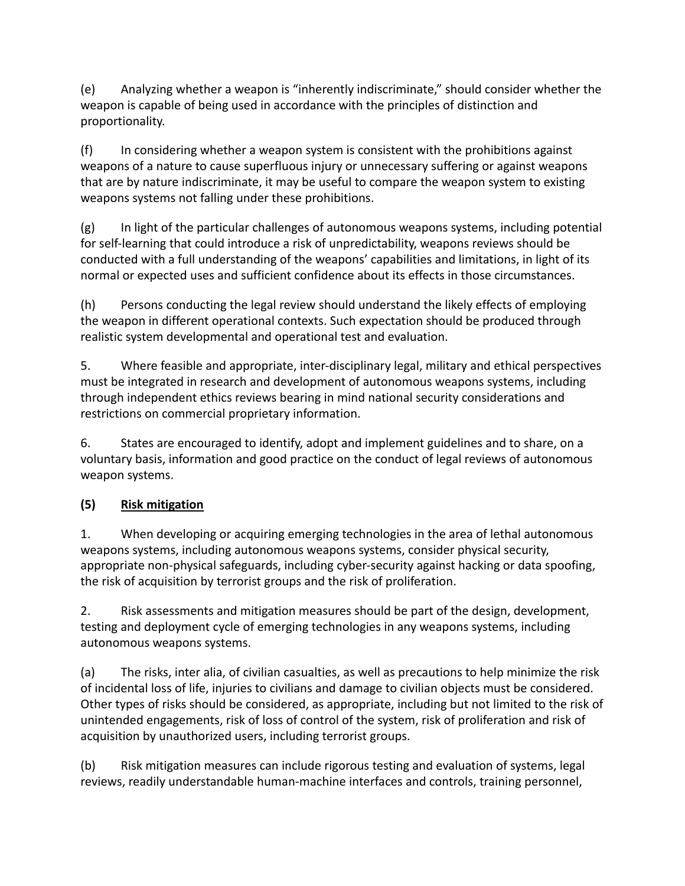(e) Analyzing whether a weapon is "inherently indiscriminate," should consider whether the weapon is capable of being used in accordance with the principles of distinction and proportionality.

(f) In considering whether a weapon system is consistent with the prohibitions against weapons of a nature to cause superfluous injury or unnecessary suffering or against weapons that are by nature indiscriminate, it may be useful to compare the weapon system to existing weapons systems not falling under these prohibitions.

(g) In light of the particular challenges of autonomous weapons systems, including potential for self-learning that could introduce a risk of unpredictability, weapons reviews should be conducted with a full understanding of the weapons' capabilities and limitations, in light of its normal or expected uses and sufficient confidence about its effects in those circumstances.

(h) Persons conducting the legal review should understand the likely effects of employing the weapon in different operational contexts. Such expectation should be produced through realistic system developmental and operational test and evaluation.

5. Where feasible and appropriate, inter-disciplinary legal, military and ethical perspectives must be integrated in research and development of autonomous weapons systems, including through independent ethics reviews bearing in mind national security considerations and restrictions on commercial proprietary information.

6. States are encouraged to identify, adopt and implement guidelines and to share, on a voluntary basis, information and good practice on the conduct of legal reviews of autonomous weapon systems.

**(5) <u>Risk mitigation</u>**

1. When developing or acquiring emerging technologies in the area of lethal autonomous weapons systems, including autonomous weapons systems, consider physical security, appropriate non-physical safeguards, including cyber-security against hacking or data spoofing, the risk of acquisition by terrorist groups and the risk of proliferation.

2. Risk assessments and mitigation measures should be part of the design, development, testing and deployment cycle of emerging technologies in any weapons systems, including autonomous weapons systems.

(a) The risks, inter alia, of civilian casualties, as well as precautions to help minimize the risk of incidental loss of life, injuries to civilians and damage to civilian objects must be considered. Other types of risks should be considered, as appropriate, including but not limited to the risk of unintended engagements, risk of loss of control of the system, risk of proliferation and risk of acquisition by unauthorized users, including terrorist groups.

(b) Risk mitigation measures can include rigorous testing and evaluation of systems, legal reviews, readily understandable human-machine interfaces and controls, training personnel,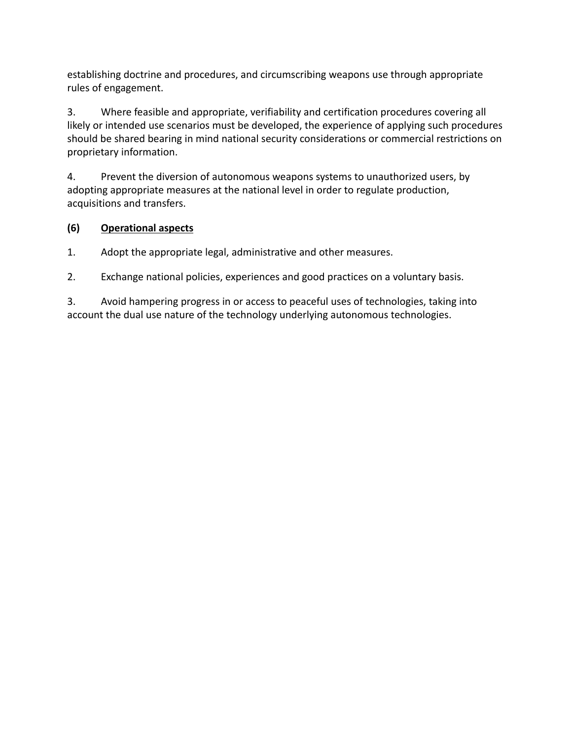establishing doctrine and procedures, and circumscribing weapons use through appropriate rules of engagement.

3. Where feasible and appropriate, verifiability and certification procedures covering all likely or intended use scenarios must be developed, the experience of applying such procedures should be shared bearing in mind national security considerations or commercial restrictions on proprietary information.

4. Prevent the diversion of autonomous weapons systems to unauthorized users, by adopting appropriate measures at the national level in order to regulate production, acquisitions and transfers.

**(6) <u>Operational aspects</u>**

1. Adopt the appropriate legal, administrative and other measures.

2. Exchange national policies, experiences and good practices on a voluntary basis.

3. Avoid hampering progress in or access to peaceful uses of technologies, taking into account the dual use nature of the technology underlying autonomous technologies.